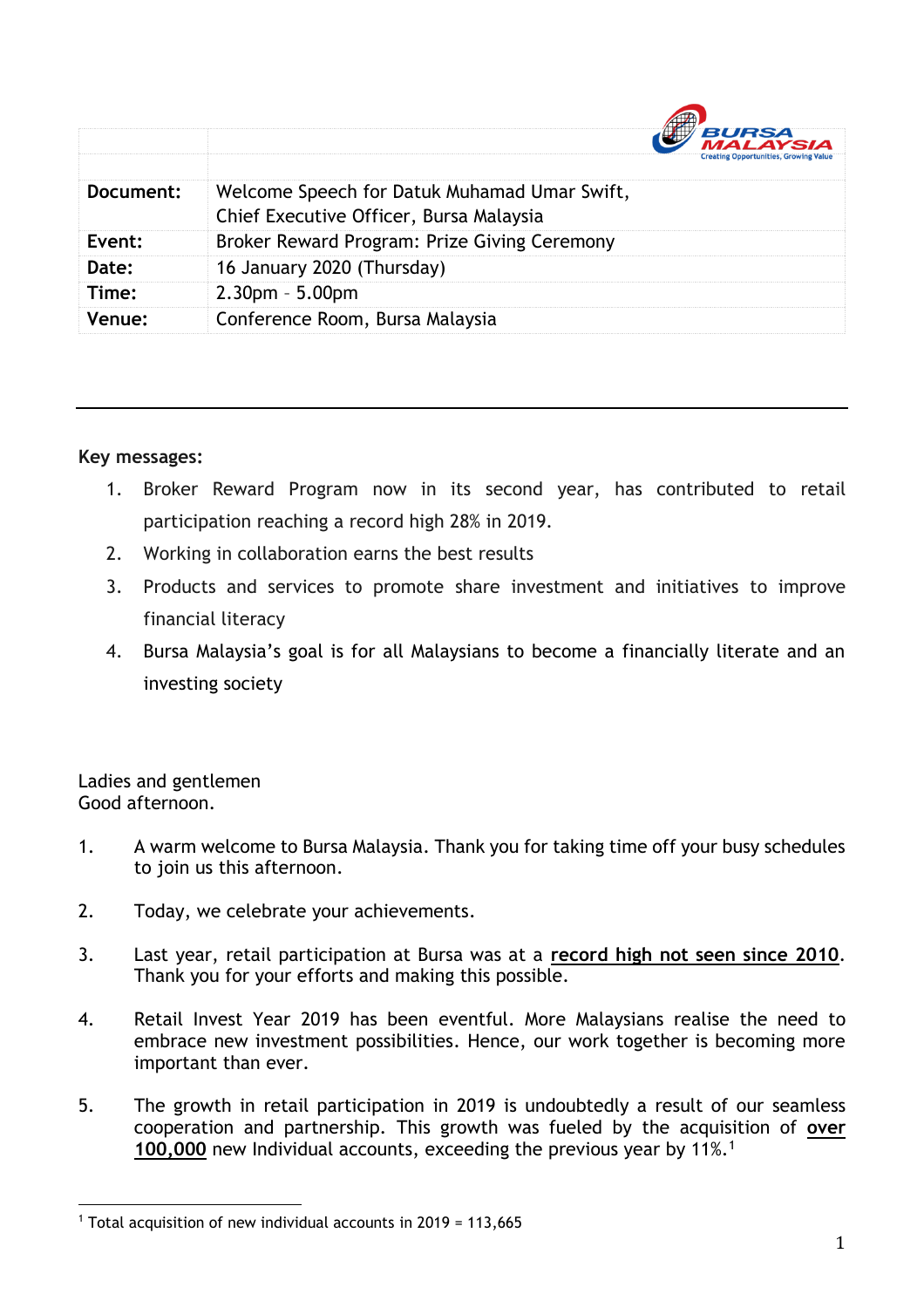| | |
|---|---|
| **Document:** | Welcome Speech for Datuk Muhamad Umar Swift, Chief Executive Officer, Bursa Malaysia |
| **Event:** | Broker Reward Program: Prize Giving Ceremony |
| **Date:** | 16 January 2020 (Thursday) |
| **Time:** | 2.30pm – 5.00pm |
| **Venue:** | Conference Room, Bursa Malaysia |

---

**Key messages:**

1. Broker Reward Program now in its second year, has contributed to retail participation reaching a record high 28% in 2019.
2. Working in collaboration earns the best results
3. Products and services to promote share investment and initiatives to improve financial literacy
4. Bursa Malaysia's goal is for all Malaysians to become a financially literate and an investing society

Ladies and gentlemen
Good afternoon.

1. A warm welcome to Bursa Malaysia. Thank you for taking time off your busy schedules to join us this afternoon.

2. Today, we celebrate your achievements.

3. Last year, retail participation at Bursa was at a **record high not seen since 2010**. Thank you for your efforts and making this possible.

4. Retail Invest Year 2019 has been eventful. More Malaysians realise the need to embrace new investment possibilities. Hence, our work together is becoming more important than ever.

5. The growth in retail participation in 2019 is undoubtedly a result of our seamless cooperation and partnership. This growth was fueled by the acquisition of **over 100,000** new Individual accounts, exceeding the previous year by 11%.[1]

[1] Total acquisition of new individual accounts in 2019 = 113,665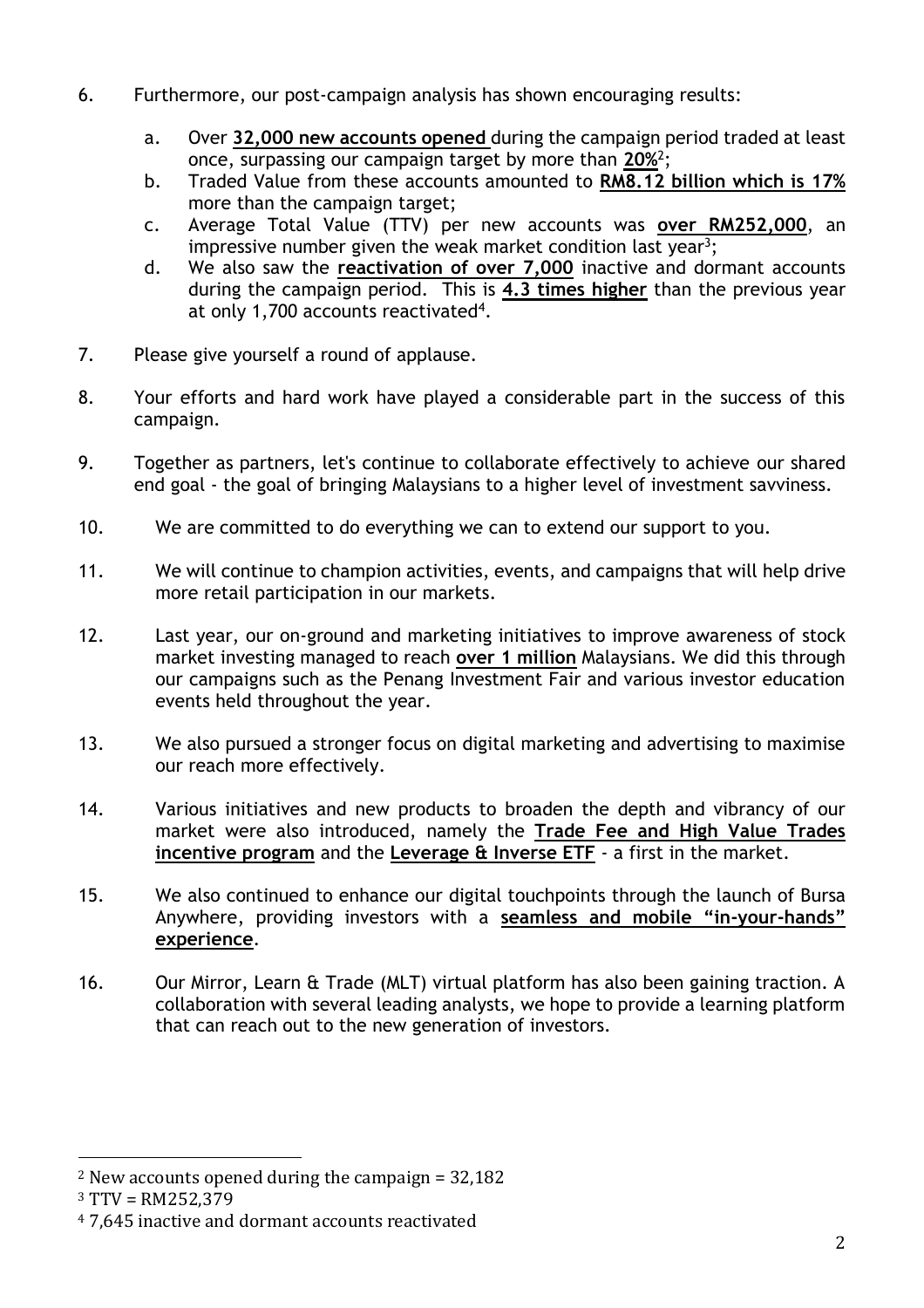6. Furthermore, our post-campaign analysis has shown encouraging results:

   a. Over **32,000 new accounts opened** during the campaign period traded at least once, surpassing our campaign target by more than **20%**[2];
   b. Traded Value from these accounts amounted to **RM8.12 billion which is 17%** more than the campaign target;
   c. Average Total Value (TTV) per new accounts was **over RM252,000**, an impressive number given the weak market condition last year[3];
   d. We also saw the **reactivation of over 7,000** inactive and dormant accounts during the campaign period. This is **4.3 times higher** than the previous year at only 1,700 accounts reactivated[4].

7. Please give yourself a round of applause.

8. Your efforts and hard work have played a considerable part in the success of this campaign.

9. Together as partners, let's continue to collaborate effectively to achieve our shared end goal - the goal of bringing Malaysians to a higher level of investment savviness.

10. We are committed to do everything we can to extend our support to you.

11. We will continue to champion activities, events, and campaigns that will help drive more retail participation in our markets.

12. Last year, our on-ground and marketing initiatives to improve awareness of stock market investing managed to reach **over 1 million** Malaysians. We did this through our campaigns such as the Penang Investment Fair and various investor education events held throughout the year.

13. We also pursued a stronger focus on digital marketing and advertising to maximise our reach more effectively.

14. Various initiatives and new products to broaden the depth and vibrancy of our market were also introduced, namely the **Trade Fee and High Value Trades incentive program** and the **Leverage & Inverse ETF** - a first in the market.

15. We also continued to enhance our digital touchpoints through the launch of Bursa Anywhere, providing investors with a **seamless and mobile "in-your-hands" experience**.

16. Our Mirror, Learn & Trade (MLT) virtual platform has also been gaining traction. A collaboration with several leading analysts, we hope to provide a learning platform that can reach out to the new generation of investors.

---

[2] New accounts opened during the campaign = 32,182

[3] TTV = RM252,379

[4] 7,645 inactive and dormant accounts reactivated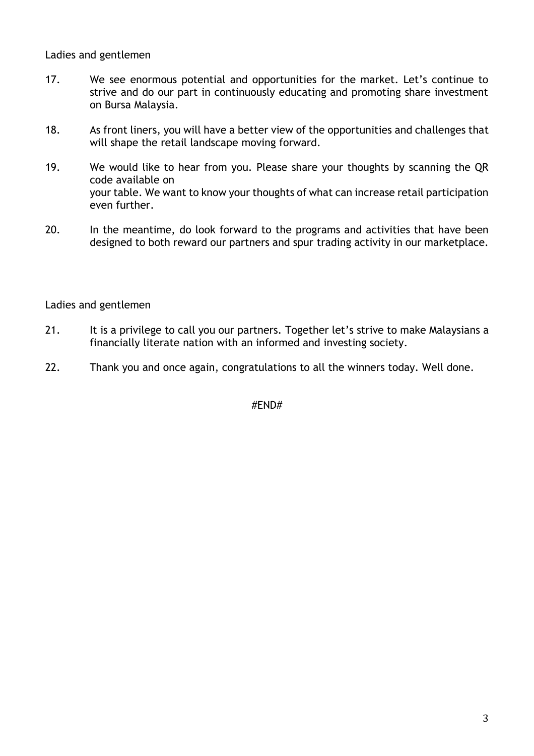Ladies and gentlemen

17. We see enormous potential and opportunities for the market. Let's continue to strive and do our part in continuously educating and promoting share investment on Bursa Malaysia.

18. As front liners, you will have a better view of the opportunities and challenges that will shape the retail landscape moving forward.

19. We would like to hear from you. Please share your thoughts by scanning the QR code available on
your table. We want to know your thoughts of what can increase retail participation even further.

20. In the meantime, do look forward to the programs and activities that have been designed to both reward our partners and spur trading activity in our marketplace.

Ladies and gentlemen

21. It is a privilege to call you our partners. Together let's strive to make Malaysians a financially literate nation with an informed and investing society.

22. Thank you and once again, congratulations to all the winners today. Well done.

#END#